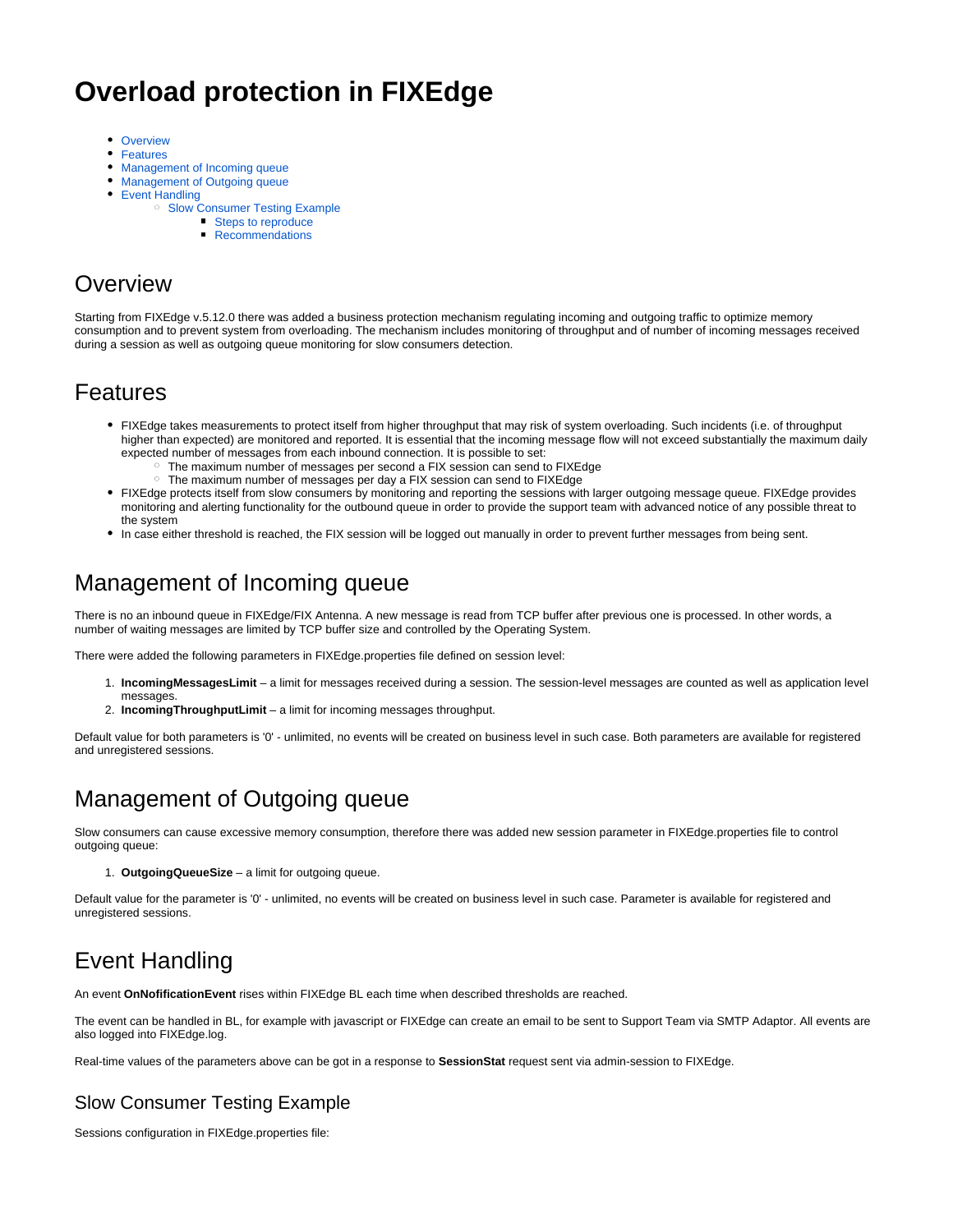# Overload protection in FIXEdge

- Overview
- Features
- Management of Incoming queue
- Management of Outgoing queue
- Event Handling
  - Slow Consumer Testing Example
    - Steps to reproduce
    - Recommendations

## Overview

Starting from FIXEdge v.5.12.0 there was added a business protection mechanism regulating incoming and outgoing traffic to optimize memory consumption and to prevent system from overloading. The mechanism includes monitoring of throughput and of number of incoming messages received during a session as well as outgoing queue monitoring for slow consumers detection.

## Features

- FIXEdge takes measurements to protect itself from higher throughput that may risk of system overloading. Such incidents (i.e. of throughput higher than expected) are monitored and reported. It is essential that the incoming message flow will not exceed substantially the maximum daily expected number of messages from each inbound connection. It is possible to set:
  - The maximum number of messages per second a FIX session can send to FIXEdge
  - The maximum number of messages per day a FIX session can send to FIXEdge
- FIXEdge protects itself from slow consumers by monitoring and reporting the sessions with larger outgoing message queue. FIXEdge provides monitoring and alerting functionality for the outbound queue in order to provide the support team with advanced notice of any possible threat to the system
- In case either threshold is reached, the FIX session will be logged out manually in order to prevent further messages from being sent.

## Management of Incoming queue

There is no an inbound queue in FIXEdge/FIX Antenna. A new message is read from TCP buffer after previous one is processed. In other words, a number of waiting messages are limited by TCP buffer size and controlled by the Operating System.

There were added the following parameters in FIXEdge.properties file defined on session level:

1. **IncomingMessagesLimit** – a limit for messages received during a session. The session-level messages are counted as well as application level messages.
2. **IncomingThroughputLimit** – a limit for incoming messages throughput.

Default value for both parameters is '0' - unlimited, no events will be created on business level in such case. Both parameters are available for registered and unregistered sessions.

## Management of Outgoing queue

Slow consumers can cause excessive memory consumption, therefore there was added new session parameter in FIXEdge.properties file to control outgoing queue:

1. **OutgoingQueueSize** – a limit for outgoing queue.

Default value for the parameter is '0' - unlimited, no events will be created on business level in such case. Parameter is available for registered and unregistered sessions.

## Event Handling

An event **OnNofificationEvent** rises within FIXEdge BL each time when described thresholds are reached.

The event can be handled in BL, for example with javascript or FIXEdge can create an email to be sent to Support Team via SMTP Adaptor. All events are also logged into FIXEdge.log.

Real-time values of the parameters above can be got in a response to **SessionStat** request sent via admin-session to FIXEdge.

### Slow Consumer Testing Example

Sessions configuration in FIXEdge.properties file: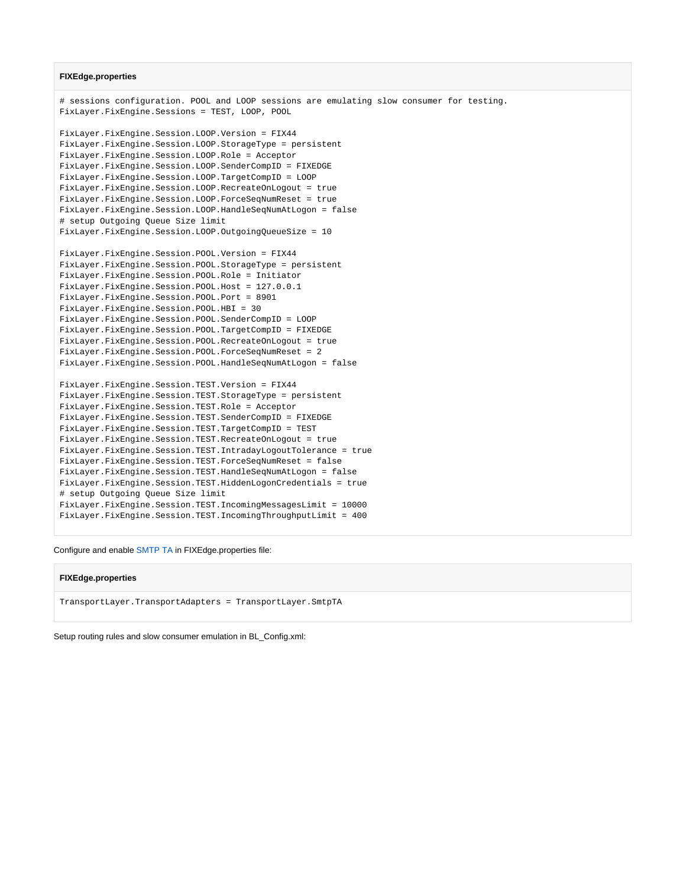**FIXEdge.properties**

```
# sessions configuration. POOL and LOOP sessions are emulating slow consumer for testing.
FixLayer.FixEngine.Sessions = TEST, LOOP, POOL

FixLayer.FixEngine.Session.LOOP.Version = FIX44
FixLayer.FixEngine.Session.LOOP.StorageType = persistent
FixLayer.FixEngine.Session.LOOP.Role = Acceptor
FixLayer.FixEngine.Session.LOOP.SenderCompID = FIXEDGE
FixLayer.FixEngine.Session.LOOP.TargetCompID = LOOP
FixLayer.FixEngine.Session.LOOP.RecreateOnLogout = true
FixLayer.FixEngine.Session.LOOP.ForceSeqNumReset = true
FixLayer.FixEngine.Session.LOOP.HandleSeqNumAtLogon = false
# setup Outgoing Queue Size limit
FixLayer.FixEngine.Session.LOOP.OutgoingQueueSize = 10

FixLayer.FixEngine.Session.POOL.Version = FIX44
FixLayer.FixEngine.Session.POOL.StorageType = persistent
FixLayer.FixEngine.Session.POOL.Role = Initiator
FixLayer.FixEngine.Session.POOL.Host = 127.0.0.1
FixLayer.FixEngine.Session.POOL.Port = 8901
FixLayer.FixEngine.Session.POOL.HBI = 30
FixLayer.FixEngine.Session.POOL.SenderCompID = LOOP
FixLayer.FixEngine.Session.POOL.TargetCompID = FIXEDGE
FixLayer.FixEngine.Session.POOL.RecreateOnLogout = true
FixLayer.FixEngine.Session.POOL.ForceSeqNumReset = 2
FixLayer.FixEngine.Session.POOL.HandleSeqNumAtLogon = false

FixLayer.FixEngine.Session.TEST.Version = FIX44
FixLayer.FixEngine.Session.TEST.StorageType = persistent
FixLayer.FixEngine.Session.TEST.Role = Acceptor
FixLayer.FixEngine.Session.TEST.SenderCompID = FIXEDGE
FixLayer.FixEngine.Session.TEST.TargetCompID = TEST
FixLayer.FixEngine.Session.TEST.RecreateOnLogout = true
FixLayer.FixEngine.Session.TEST.IntradayLogoutTolerance = true
FixLayer.FixEngine.Session.TEST.ForceSeqNumReset = false
FixLayer.FixEngine.Session.TEST.HandleSeqNumAtLogon = false
FixLayer.FixEngine.Session.TEST.HiddenLogonCredentials = true
# setup Outgoing Queue Size limit
FixLayer.FixEngine.Session.TEST.IncomingMessagesLimit = 10000
FixLayer.FixEngine.Session.TEST.IncomingThroughputLimit = 400
```

Configure and enable SMTP TA in FIXEdge.properties file:

**FIXEdge.properties**

```
TransportLayer.TransportAdapters = TransportLayer.SmtpTA
```

Setup routing rules and slow consumer emulation in BL_Config.xml: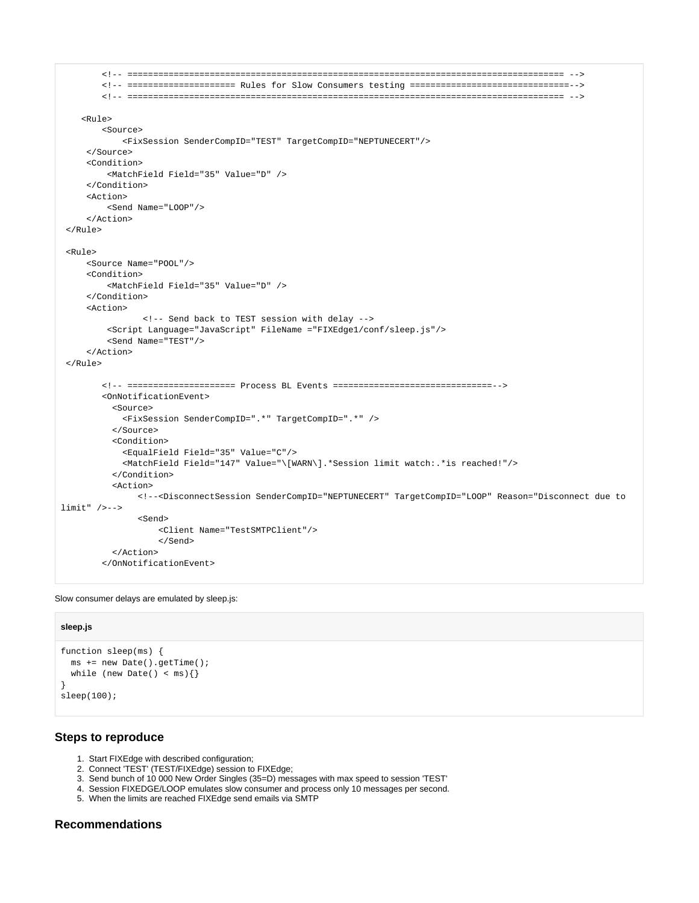```
        <!-- ====================================================================================== -->
        <!-- ===================== Rules for Slow Consumers testing ================================-->
        <!-- ====================================================================================== -->

    <Rule>
        <Source>
            <FixSession SenderCompID="TEST" TargetCompID="NEPTUNECERT"/>
     </Source>
     <Condition>
         <MatchField Field="35" Value="D" />
     </Condition>
     <Action>
         <Send Name="LOOP"/>
     </Action>
 </Rule>

 <Rule>
     <Source Name="POOL"/>
     <Condition>
         <MatchField Field="35" Value="D" />
     </Condition>
     <Action>
                <!-- Send back to TEST session with delay -->
         <Script Language="JavaScript" FileName ="FIXEdge1/conf/sleep.js"/>
         <Send Name="TEST"/>
     </Action>
 </Rule>

        <!-- ===================== Process BL Events ================================-->
        <OnNotificationEvent>
          <Source>
            <FixSession SenderCompID=".*" TargetCompID=".*" />
          </Source>
          <Condition>
            <EqualField Field="35" Value="C"/>
            <MatchField Field="147" Value="\[WARN\].*Session limit watch:.*is reached!"/>
          </Condition>
          <Action>
               <!--<DisconnectSession SenderCompID="NEPTUNECERT" TargetCompID="LOOP" Reason="Disconnect due to
limit" />-->
               <Send>
                   <Client Name="TestSMTPClient"/>
                   </Send>
          </Action>
        </OnNotificationEvent>
```

Slow consumer delays are emulated by sleep.js:

**sleep.js**

```
function sleep(ms) {
  ms += new Date().getTime();
  while (new Date() < ms){}
}
sleep(100);
```

## Steps to reproduce

1. Start FIXEdge with described configuration;
2. Connect 'TEST' (TEST/FIXEdge) session to FIXEdge;
3. Send bunch of 10 000 New Order Singles (35=D) messages with max speed to session 'TEST'
4. Session FIXEDGE/LOOP emulates slow consumer and process only 10 messages per second.
5. When the limits are reached FIXEdge send emails via SMTP

## Recommendations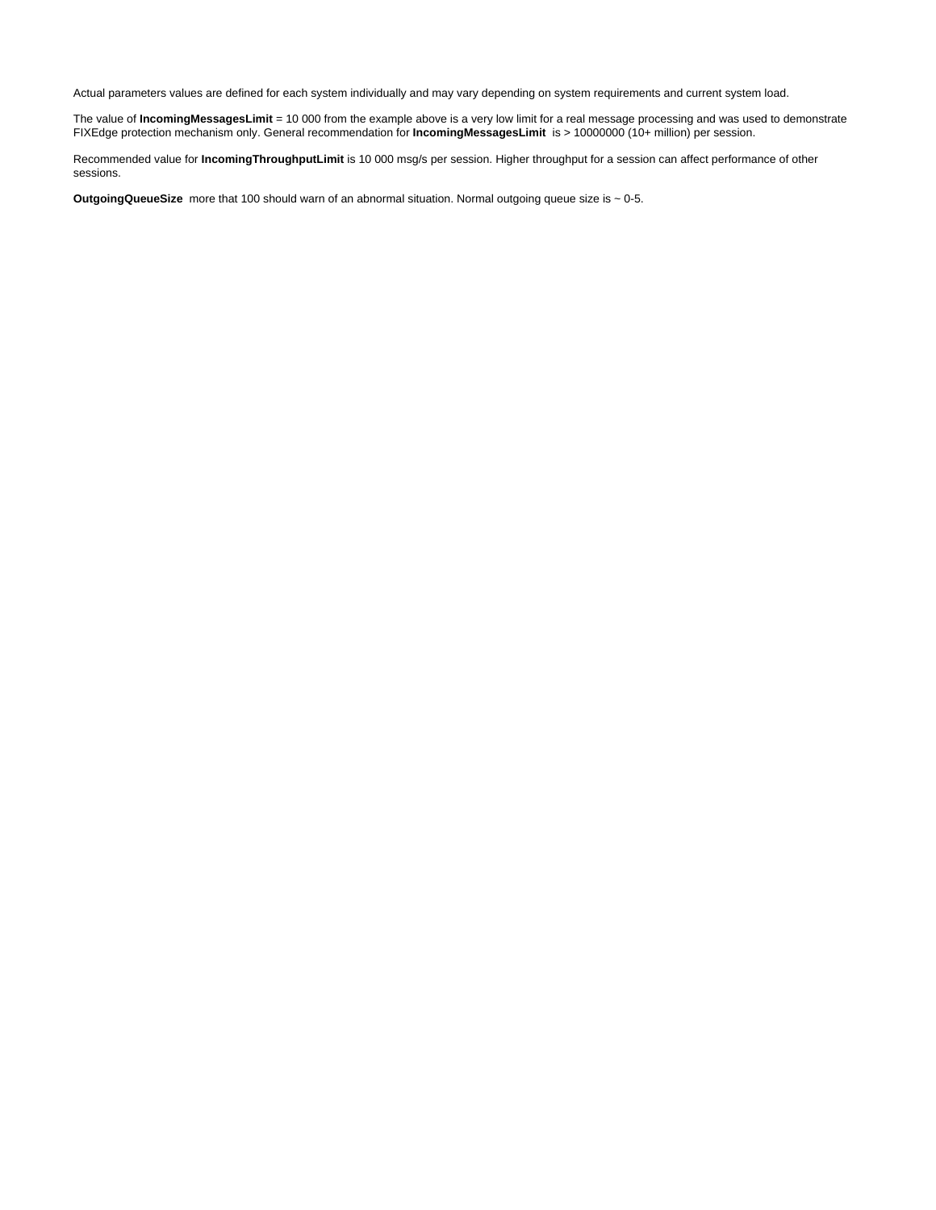Actual parameters values are defined for each system individually and may vary depending on system requirements and current system load.

The value of **IncomingMessagesLimit** = 10 000 from the example above is a very low limit for a real message processing and was used to demonstrate FIXEdge protection mechanism only. General recommendation for **IncomingMessagesLimit**  is > 10000000 (10+ million) per session.

Recommended value for **IncomingThroughputLimit** is 10 000 msg/s per session. Higher throughput for a session can affect performance of other sessions.

**OutgoingQueueSize**  more that 100 should warn of an abnormal situation. Normal outgoing queue size is ~ 0-5.